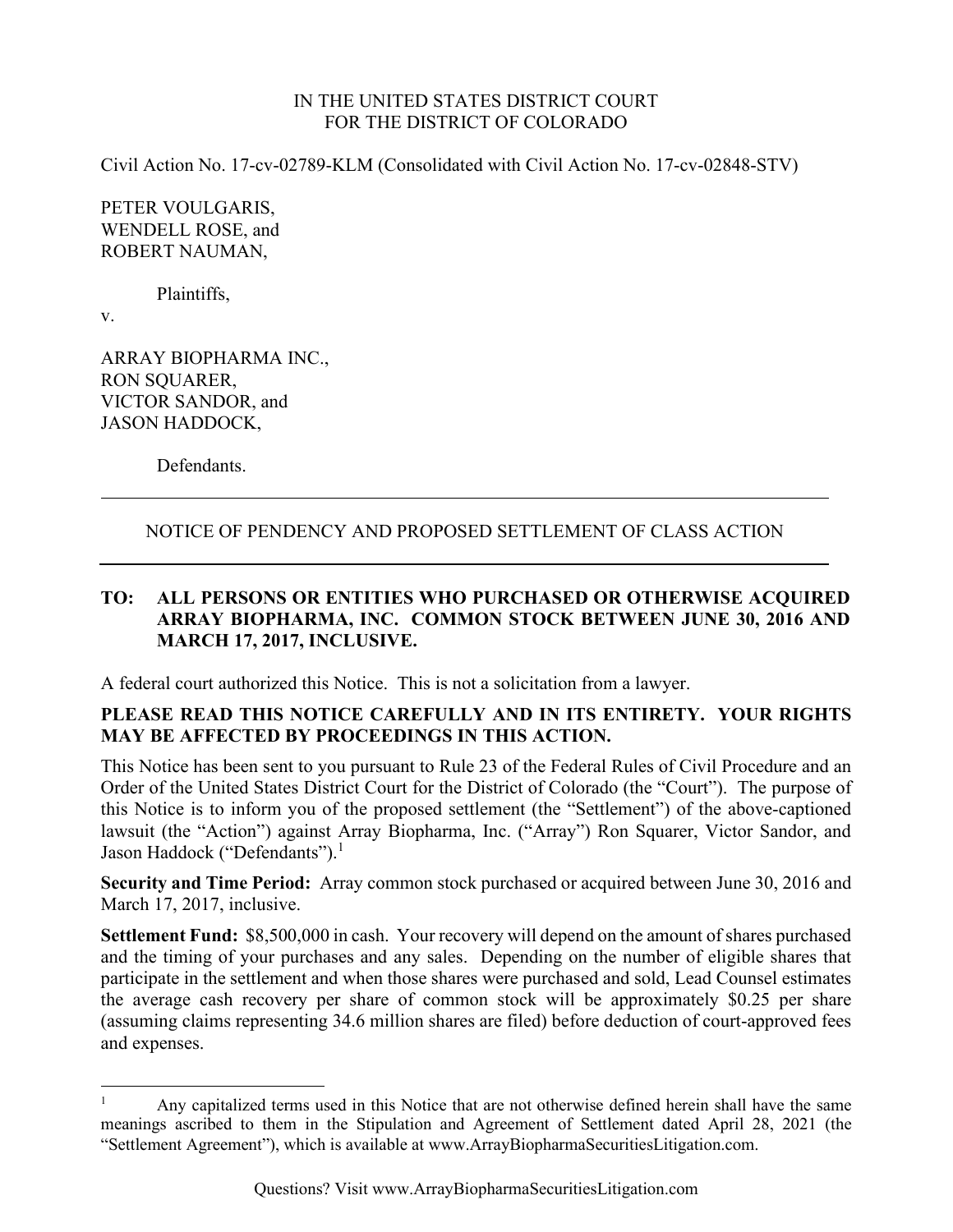IN THE UNITED STATES DISTRICT COURT
FOR THE DISTRICT OF COLORADO

Civil Action No. 17-cv-02789-KLM (Consolidated with Civil Action No. 17-cv-02848-STV)

PETER VOULGARIS,
WENDELL ROSE, and
ROBERT NAUMAN,

Plaintiffs,

v.

ARRAY BIOPHARMA INC.,
RON SQUARER,
VICTOR SANDOR, and
JASON HADDOCK,

Defendants.

---

NOTICE OF PENDENCY AND PROPOSED SETTLEMENT OF CLASS ACTION

---

**TO: ALL PERSONS OR ENTITIES WHO PURCHASED OR OTHERWISE ACQUIRED ARRAY BIOPHARMA, INC. COMMON STOCK BETWEEN JUNE 30, 2016 AND MARCH 17, 2017, INCLUSIVE.**

A federal court authorized this Notice. This is not a solicitation from a lawyer.

**PLEASE READ THIS NOTICE CAREFULLY AND IN ITS ENTIRETY. YOUR RIGHTS MAY BE AFFECTED BY PROCEEDINGS IN THIS ACTION.**

This Notice has been sent to you pursuant to Rule 23 of the Federal Rules of Civil Procedure and an Order of the United States District Court for the District of Colorado (the "Court"). The purpose of this Notice is to inform you of the proposed settlement (the "Settlement") of the above-captioned lawsuit (the "Action") against Array Biopharma, Inc. ("Array") Ron Squarer, Victor Sandor, and Jason Haddock ("Defendants").[1]

**Security and Time Period:** Array common stock purchased or acquired between June 30, 2016 and March 17, 2017, inclusive.

**Settlement Fund:** $8,500,000 in cash. Your recovery will depend on the amount of shares purchased and the timing of your purchases and any sales. Depending on the number of eligible shares that participate in the settlement and when those shares were purchased and sold, Lead Counsel estimates the average cash recovery per share of common stock will be approximately $0.25 per share (assuming claims representing 34.6 million shares are filed) before deduction of court-approved fees and expenses.

---

[1] Any capitalized terms used in this Notice that are not otherwise defined herein shall have the same meanings ascribed to them in the Stipulation and Agreement of Settlement dated April 28, 2021 (the "Settlement Agreement"), which is available at www.ArrayBiopharmaSecuritiesLitigation.com.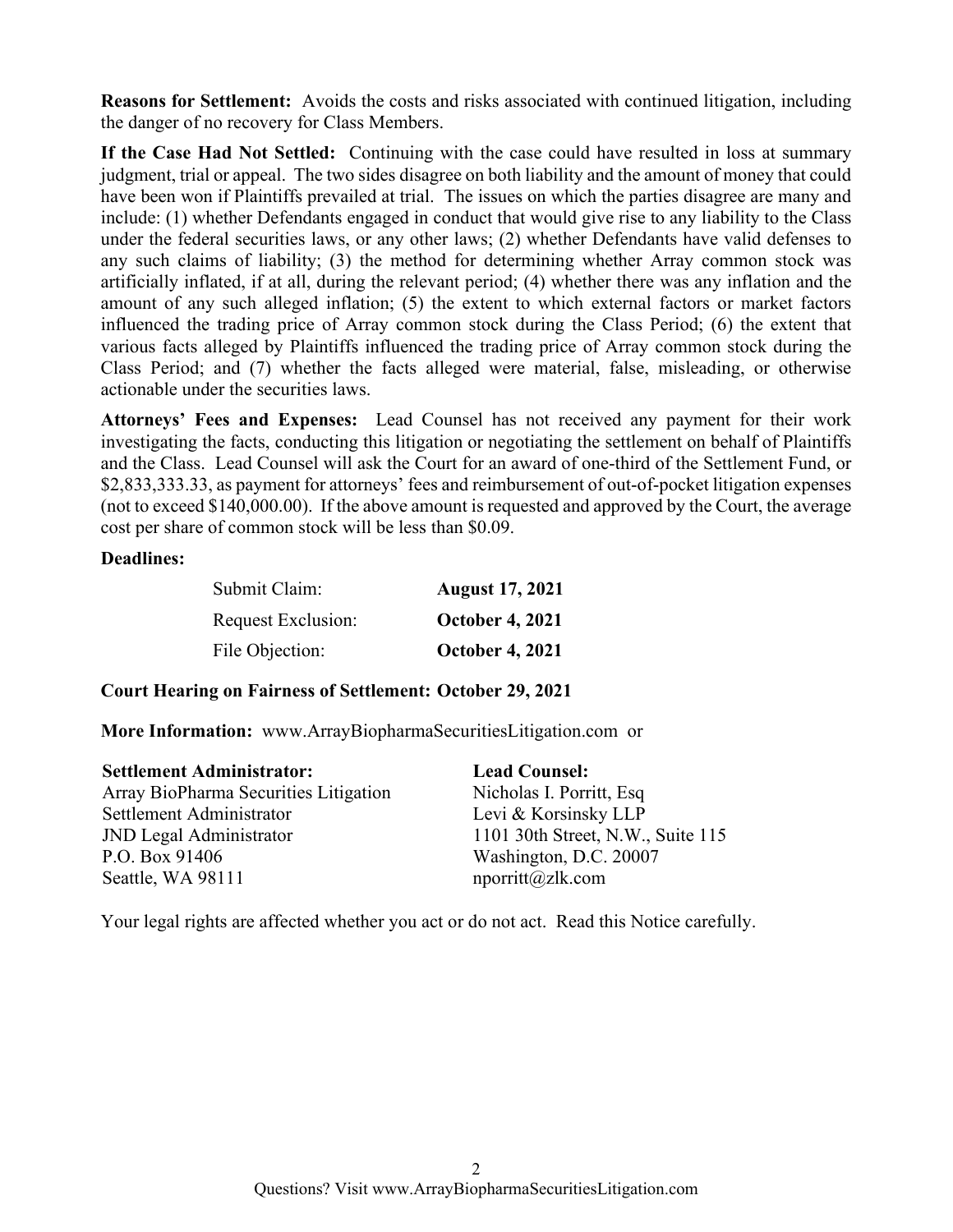**Reasons for Settlement:** Avoids the costs and risks associated with continued litigation, including the danger of no recovery for Class Members.

**If the Case Had Not Settled:** Continuing with the case could have resulted in loss at summary judgment, trial or appeal. The two sides disagree on both liability and the amount of money that could have been won if Plaintiffs prevailed at trial. The issues on which the parties disagree are many and include: (1) whether Defendants engaged in conduct that would give rise to any liability to the Class under the federal securities laws, or any other laws; (2) whether Defendants have valid defenses to any such claims of liability; (3) the method for determining whether Array common stock was artificially inflated, if at all, during the relevant period; (4) whether there was any inflation and the amount of any such alleged inflation; (5) the extent to which external factors or market factors influenced the trading price of Array common stock during the Class Period; (6) the extent that various facts alleged by Plaintiffs influenced the trading price of Array common stock during the Class Period; and (7) whether the facts alleged were material, false, misleading, or otherwise actionable under the securities laws.

**Attorneys' Fees and Expenses:** Lead Counsel has not received any payment for their work investigating the facts, conducting this litigation or negotiating the settlement on behalf of Plaintiffs and the Class. Lead Counsel will ask the Court for an award of one-third of the Settlement Fund, or $2,833,333.33, as payment for attorneys' fees and reimbursement of out-of-pocket litigation expenses (not to exceed $140,000.00). If the above amount is requested and approved by the Court, the average cost per share of common stock will be less than $0.09.

**Deadlines:**

| | |
|---|---|
| Submit Claim: | **August 17, 2021** |
| Request Exclusion: | **October 4, 2021** |
| File Objection: | **October 4, 2021** |

**Court Hearing on Fairness of Settlement: October 29, 2021**

**More Information:** www.ArrayBiopharmaSecuritiesLitigation.com or

**Settlement Administrator:**
Array BioPharma Securities Litigation
Settlement Administrator
JND Legal Administrator
P.O. Box 91406
Seattle, WA 98111

**Lead Counsel:**
Nicholas I. Porritt, Esq
Levi & Korsinsky LLP
1101 30th Street, N.W., Suite 115
Washington, D.C. 20007
nporritt@zlk.com

Your legal rights are affected whether you act or do not act. Read this Notice carefully.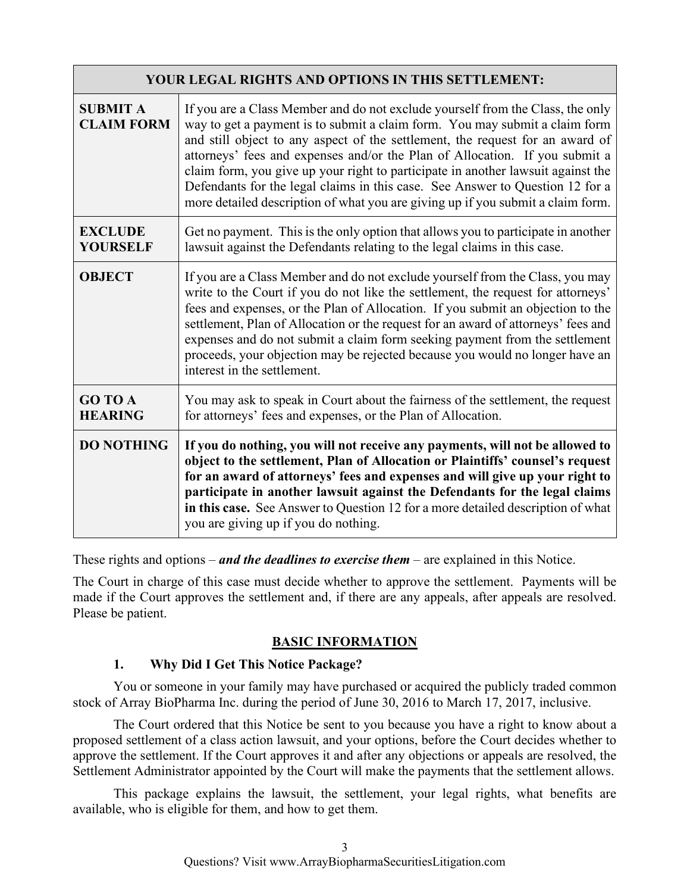| YOUR LEGAL RIGHTS AND OPTIONS IN THIS SETTLEMENT: | |
|---|---|
| **SUBMIT A CLAIM FORM** | If you are a Class Member and do not exclude yourself from the Class, the only way to get a payment is to submit a claim form. You may submit a claim form and still object to any aspect of the settlement, the request for an award of attorneys' fees and expenses and/or the Plan of Allocation. If you submit a claim form, you give up your right to participate in another lawsuit against the Defendants for the legal claims in this case. See Answer to Question 12 for a more detailed description of what you are giving up if you submit a claim form. |
| **EXCLUDE YOURSELF** | Get no payment. This is the only option that allows you to participate in another lawsuit against the Defendants relating to the legal claims in this case. |
| **OBJECT** | If you are a Class Member and do not exclude yourself from the Class, you may write to the Court if you do not like the settlement, the request for attorneys' fees and expenses, or the Plan of Allocation. If you submit an objection to the settlement, Plan of Allocation or the request for an award of attorneys' fees and expenses and do not submit a claim form seeking payment from the settlement proceeds, your objection may be rejected because you would no longer have an interest in the settlement. |
| **GO TO A HEARING** | You may ask to speak in Court about the fairness of the settlement, the request for attorneys' fees and expenses, or the Plan of Allocation. |
| **DO NOTHING** | **If you do nothing, you will not receive any payments, will not be allowed to object to the settlement, Plan of Allocation or Plaintiffs' counsel's request for an award of attorneys' fees and expenses and will give up your right to participate in another lawsuit against the Defendants for the legal claims in this case.** See Answer to Question 12 for a more detailed description of what you are giving up if you do nothing. |

These rights and options – ***and the deadlines to exercise them*** – are explained in this Notice.

The Court in charge of this case must decide whether to approve the settlement. Payments will be made if the Court approves the settlement and, if there are any appeals, after appeals are resolved. Please be patient.

## BASIC INFORMATION

### 1. Why Did I Get This Notice Package?

You or someone in your family may have purchased or acquired the publicly traded common stock of Array BioPharma Inc. during the period of June 30, 2016 to March 17, 2017, inclusive.

The Court ordered that this Notice be sent to you because you have a right to know about a proposed settlement of a class action lawsuit, and your options, before the Court decides whether to approve the settlement. If the Court approves it and after any objections or appeals are resolved, the Settlement Administrator appointed by the Court will make the payments that the settlement allows.

This package explains the lawsuit, the settlement, your legal rights, what benefits are available, who is eligible for them, and how to get them.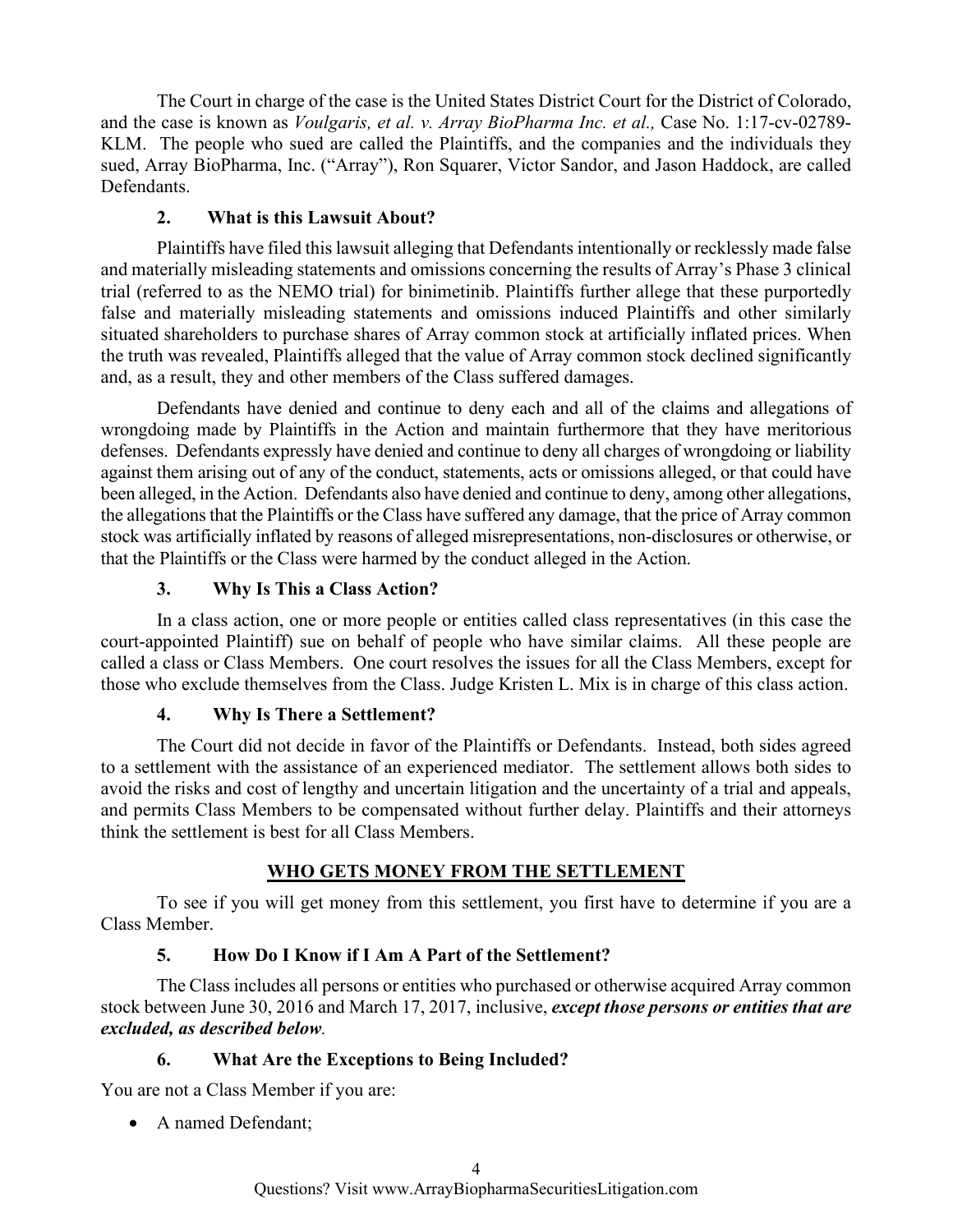The Court in charge of the case is the United States District Court for the District of Colorado, and the case is known as *Voulgaris, et al. v. Array BioPharma Inc. et al.,* Case No. 1:17-cv-02789-KLM. The people who sued are called the Plaintiffs, and the companies and the individuals they sued, Array BioPharma, Inc. ("Array"), Ron Squarer, Victor Sandor, and Jason Haddock, are called Defendants.

### 2. What is this Lawsuit About?

Plaintiffs have filed this lawsuit alleging that Defendants intentionally or recklessly made false and materially misleading statements and omissions concerning the results of Array's Phase 3 clinical trial (referred to as the NEMO trial) for binimetinib. Plaintiffs further allege that these purportedly false and materially misleading statements and omissions induced Plaintiffs and other similarly situated shareholders to purchase shares of Array common stock at artificially inflated prices. When the truth was revealed, Plaintiffs alleged that the value of Array common stock declined significantly and, as a result, they and other members of the Class suffered damages.

Defendants have denied and continue to deny each and all of the claims and allegations of wrongdoing made by Plaintiffs in the Action and maintain furthermore that they have meritorious defenses. Defendants expressly have denied and continue to deny all charges of wrongdoing or liability against them arising out of any of the conduct, statements, acts or omissions alleged, or that could have been alleged, in the Action. Defendants also have denied and continue to deny, among other allegations, the allegations that the Plaintiffs or the Class have suffered any damage, that the price of Array common stock was artificially inflated by reasons of alleged misrepresentations, non-disclosures or otherwise, or that the Plaintiffs or the Class were harmed by the conduct alleged in the Action.

### 3. Why Is This a Class Action?

In a class action, one or more people or entities called class representatives (in this case the court-appointed Plaintiff) sue on behalf of people who have similar claims. All these people are called a class or Class Members. One court resolves the issues for all the Class Members, except for those who exclude themselves from the Class. Judge Kristen L. Mix is in charge of this class action.

### 4. Why Is There a Settlement?

The Court did not decide in favor of the Plaintiffs or Defendants. Instead, both sides agreed to a settlement with the assistance of an experienced mediator. The settlement allows both sides to avoid the risks and cost of lengthy and uncertain litigation and the uncertainty of a trial and appeals, and permits Class Members to be compensated without further delay. Plaintiffs and their attorneys think the settlement is best for all Class Members.

## WHO GETS MONEY FROM THE SETTLEMENT

To see if you will get money from this settlement, you first have to determine if you are a Class Member.

### 5. How Do I Know if I Am A Part of the Settlement?

The Class includes all persons or entities who purchased or otherwise acquired Array common stock between June 30, 2016 and March 17, 2017, inclusive, ***except those persons or entities that are excluded, as described below***.

### 6. What Are the Exceptions to Being Included?

You are not a Class Member if you are:

- A named Defendant;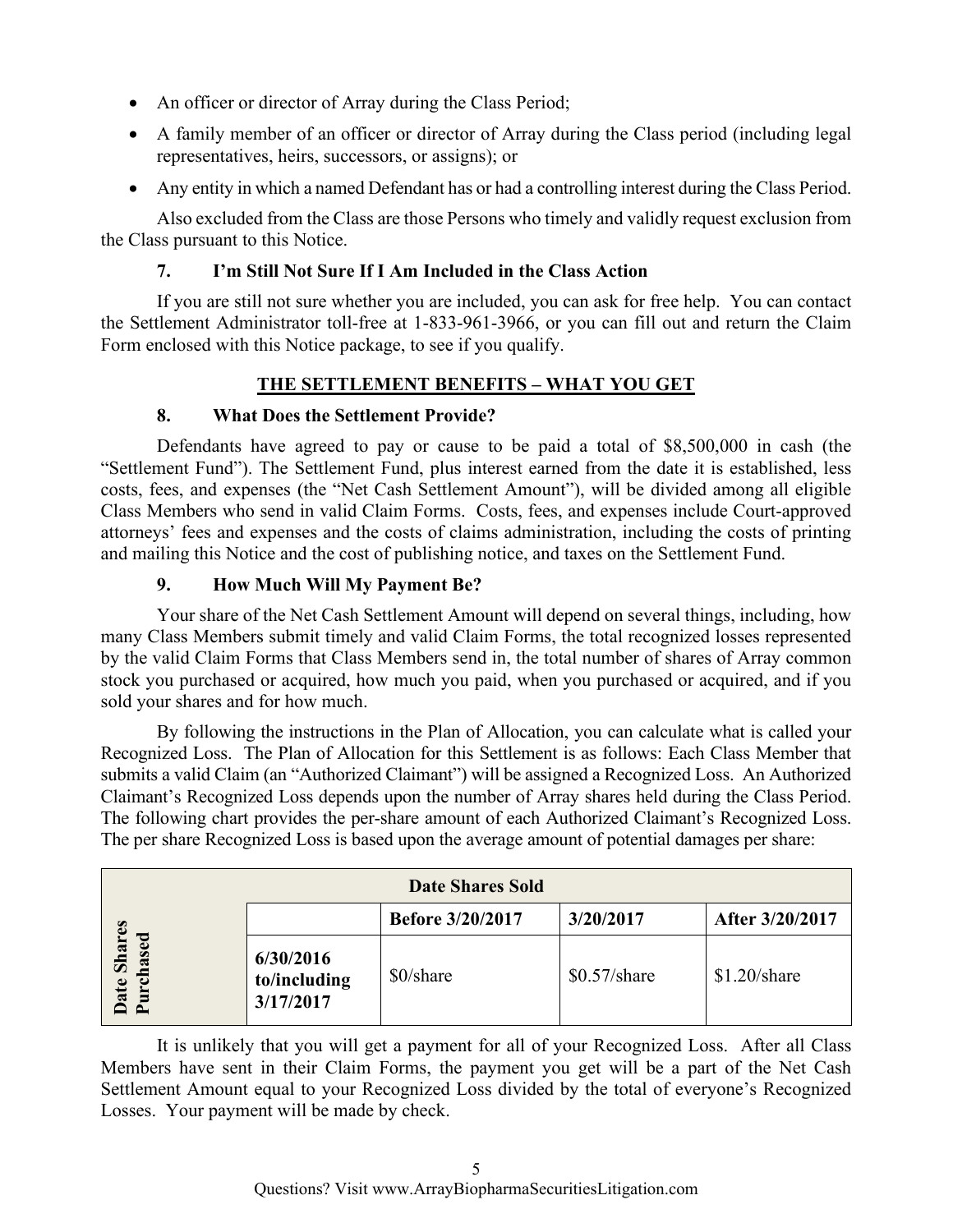- An officer or director of Array during the Class Period;
- A family member of an officer or director of Array during the Class period (including legal representatives, heirs, successors, or assigns); or
- Any entity in which a named Defendant has or had a controlling interest during the Class Period.

Also excluded from the Class are those Persons who timely and validly request exclusion from the Class pursuant to this Notice.

### 7. I'm Still Not Sure If I Am Included in the Class Action

If you are still not sure whether you are included, you can ask for free help. You can contact the Settlement Administrator toll-free at 1-833-961-3966, or you can fill out and return the Claim Form enclosed with this Notice package, to see if you qualify.

## THE SETTLEMENT BENEFITS – WHAT YOU GET

### 8. What Does the Settlement Provide?

Defendants have agreed to pay or cause to be paid a total of $8,500,000 in cash (the "Settlement Fund"). The Settlement Fund, plus interest earned from the date it is established, less costs, fees, and expenses (the "Net Cash Settlement Amount"), will be divided among all eligible Class Members who send in valid Claim Forms. Costs, fees, and expenses include Court-approved attorneys' fees and expenses and the costs of claims administration, including the costs of printing and mailing this Notice and the cost of publishing notice, and taxes on the Settlement Fund.

### 9. How Much Will My Payment Be?

Your share of the Net Cash Settlement Amount will depend on several things, including, how many Class Members submit timely and valid Claim Forms, the total recognized losses represented by the valid Claim Forms that Class Members send in, the total number of shares of Array common stock you purchased or acquired, how much you paid, when you purchased or acquired, and if you sold your shares and for how much.

By following the instructions in the Plan of Allocation, you can calculate what is called your Recognized Loss. The Plan of Allocation for this Settlement is as follows: Each Class Member that submits a valid Claim (an "Authorized Claimant") will be assigned a Recognized Loss. An Authorized Claimant's Recognized Loss depends upon the number of Array shares held during the Class Period. The following chart provides the per-share amount of each Authorized Claimant's Recognized Loss. The per share Recognized Loss is based upon the average amount of potential damages per share:

| | | **Date Shares Sold** | | |
|---|---|---|---|---|
| | | **Before 3/20/2017** | **3/20/2017** | **After 3/20/2017** |
| **Date Shares Purchased** | **6/30/2016 to/including 3/17/2017** | $0/share | $0.57/share | $1.20/share |

It is unlikely that you will get a payment for all of your Recognized Loss. After all Class Members have sent in their Claim Forms, the payment you get will be a part of the Net Cash Settlement Amount equal to your Recognized Loss divided by the total of everyone's Recognized Losses. Your payment will be made by check.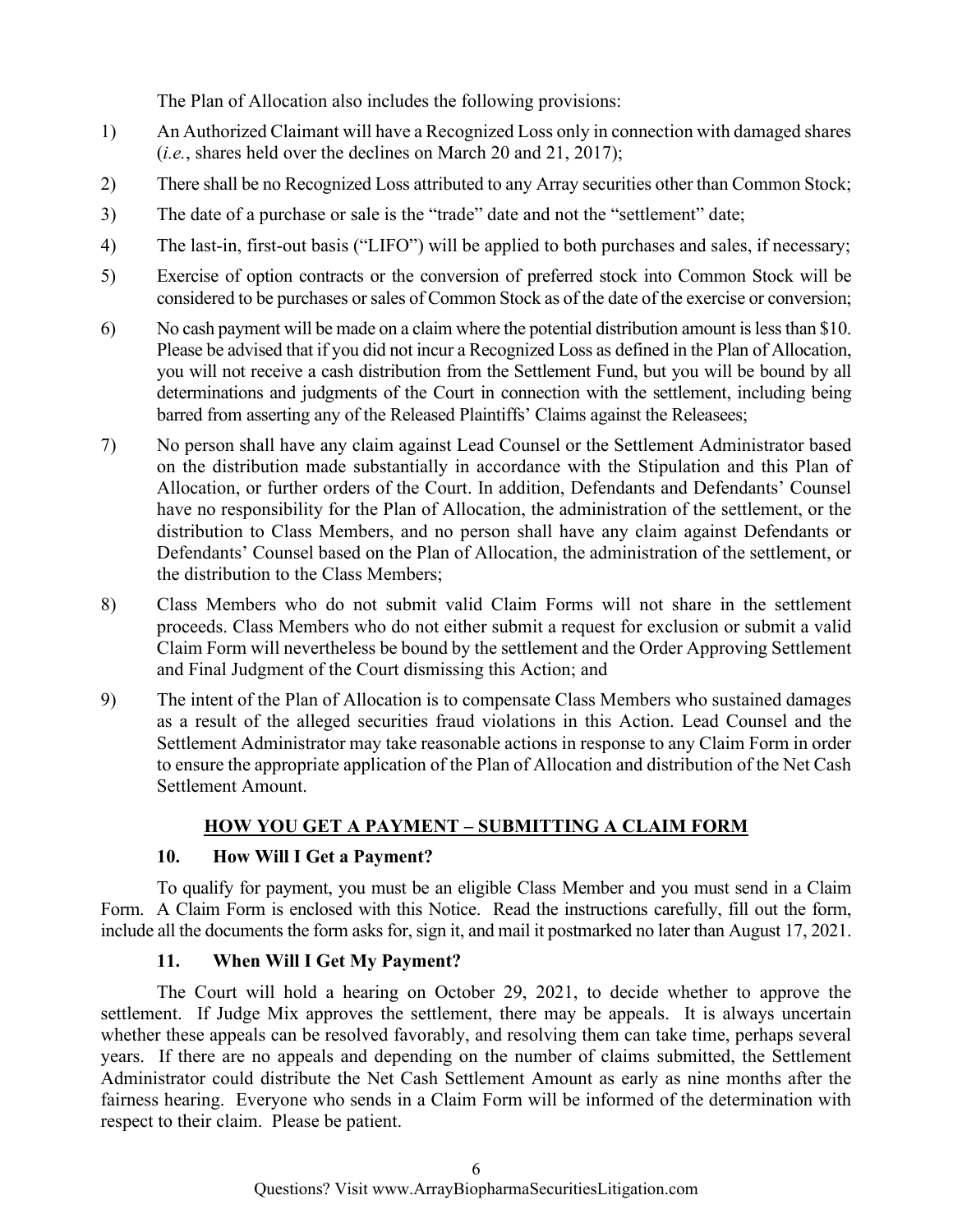The Plan of Allocation also includes the following provisions:

1) An Authorized Claimant will have a Recognized Loss only in connection with damaged shares (*i.e.*, shares held over the declines on March 20 and 21, 2017);

2) There shall be no Recognized Loss attributed to any Array securities other than Common Stock;

3) The date of a purchase or sale is the "trade" date and not the "settlement" date;

4) The last-in, first-out basis ("LIFO") will be applied to both purchases and sales, if necessary;

5) Exercise of option contracts or the conversion of preferred stock into Common Stock will be considered to be purchases or sales of Common Stock as of the date of the exercise or conversion;

6) No cash payment will be made on a claim where the potential distribution amount is less than $10. Please be advised that if you did not incur a Recognized Loss as defined in the Plan of Allocation, you will not receive a cash distribution from the Settlement Fund, but you will be bound by all determinations and judgments of the Court in connection with the settlement, including being barred from asserting any of the Released Plaintiffs' Claims against the Releasees;

7) No person shall have any claim against Lead Counsel or the Settlement Administrator based on the distribution made substantially in accordance with the Stipulation and this Plan of Allocation, or further orders of the Court. In addition, Defendants and Defendants' Counsel have no responsibility for the Plan of Allocation, the administration of the settlement, or the distribution to Class Members, and no person shall have any claim against Defendants or Defendants' Counsel based on the Plan of Allocation, the administration of the settlement, or the distribution to the Class Members;

8) Class Members who do not submit valid Claim Forms will not share in the settlement proceeds. Class Members who do not either submit a request for exclusion or submit a valid Claim Form will nevertheless be bound by the settlement and the Order Approving Settlement and Final Judgment of the Court dismissing this Action; and

9) The intent of the Plan of Allocation is to compensate Class Members who sustained damages as a result of the alleged securities fraud violations in this Action. Lead Counsel and the Settlement Administrator may take reasonable actions in response to any Claim Form in order to ensure the appropriate application of the Plan of Allocation and distribution of the Net Cash Settlement Amount.

## HOW YOU GET A PAYMENT – SUBMITTING A CLAIM FORM

### 10. How Will I Get a Payment?

To qualify for payment, you must be an eligible Class Member and you must send in a Claim Form. A Claim Form is enclosed with this Notice. Read the instructions carefully, fill out the form, include all the documents the form asks for, sign it, and mail it postmarked no later than August 17, 2021.

### 11. When Will I Get My Payment?

The Court will hold a hearing on October 29, 2021, to decide whether to approve the settlement. If Judge Mix approves the settlement, there may be appeals. It is always uncertain whether these appeals can be resolved favorably, and resolving them can take time, perhaps several years. If there are no appeals and depending on the number of claims submitted, the Settlement Administrator could distribute the Net Cash Settlement Amount as early as nine months after the fairness hearing. Everyone who sends in a Claim Form will be informed of the determination with respect to their claim. Please be patient.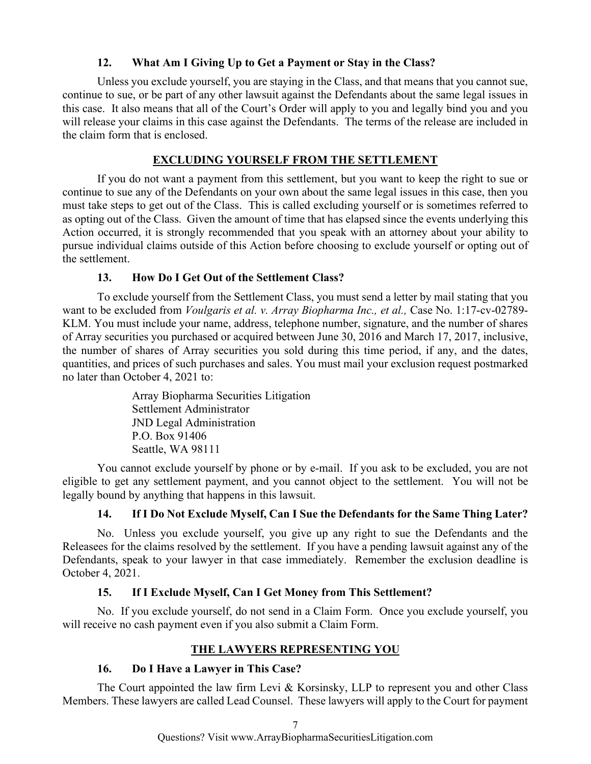### 12. What Am I Giving Up to Get a Payment or Stay in the Class?

Unless you exclude yourself, you are staying in the Class, and that means that you cannot sue, continue to sue, or be part of any other lawsuit against the Defendants about the same legal issues in this case. It also means that all of the Court's Order will apply to you and legally bind you and you will release your claims in this case against the Defendants. The terms of the release are included in the claim form that is enclosed.

## EXCLUDING YOURSELF FROM THE SETTLEMENT

If you do not want a payment from this settlement, but you want to keep the right to sue or continue to sue any of the Defendants on your own about the same legal issues in this case, then you must take steps to get out of the Class. This is called excluding yourself or is sometimes referred to as opting out of the Class. Given the amount of time that has elapsed since the events underlying this Action occurred, it is strongly recommended that you speak with an attorney about your ability to pursue individual claims outside of this Action before choosing to exclude yourself or opting out of the settlement.

### 13. How Do I Get Out of the Settlement Class?

To exclude yourself from the Settlement Class, you must send a letter by mail stating that you want to be excluded from *Voulgaris et al. v. Array Biopharma Inc., et al.,* Case No. 1:17-cv-02789-KLM. You must include your name, address, telephone number, signature, and the number of shares of Array securities you purchased or acquired between June 30, 2016 and March 17, 2017, inclusive, the number of shares of Array securities you sold during this time period, if any, and the dates, quantities, and prices of such purchases and sales. You must mail your exclusion request postmarked no later than October 4, 2021 to:

Array Biopharma Securities Litigation
Settlement Administrator
JND Legal Administration
P.O. Box 91406
Seattle, WA 98111

You cannot exclude yourself by phone or by e-mail. If you ask to be excluded, you are not eligible to get any settlement payment, and you cannot object to the settlement. You will not be legally bound by anything that happens in this lawsuit.

### 14. If I Do Not Exclude Myself, Can I Sue the Defendants for the Same Thing Later?

No. Unless you exclude yourself, you give up any right to sue the Defendants and the Releasees for the claims resolved by the settlement. If you have a pending lawsuit against any of the Defendants, speak to your lawyer in that case immediately. Remember the exclusion deadline is October 4, 2021.

### 15. If I Exclude Myself, Can I Get Money from This Settlement?

No. If you exclude yourself, do not send in a Claim Form. Once you exclude yourself, you will receive no cash payment even if you also submit a Claim Form.

## THE LAWYERS REPRESENTING YOU

### 16. Do I Have a Lawyer in This Case?

The Court appointed the law firm Levi & Korsinsky, LLP to represent you and other Class Members. These lawyers are called Lead Counsel. These lawyers will apply to the Court for payment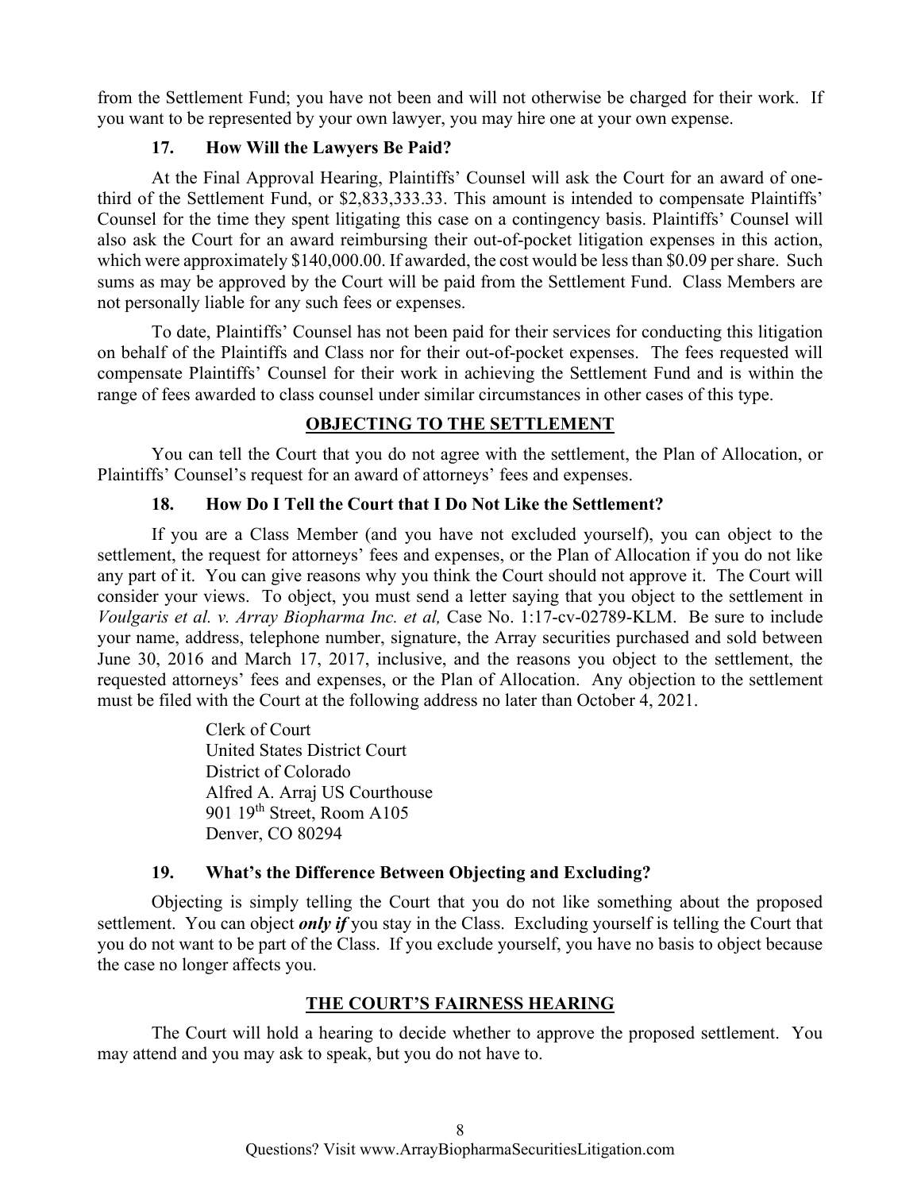from the Settlement Fund; you have not been and will not otherwise be charged for their work. If you want to be represented by your own lawyer, you may hire one at your own expense.

### 17. How Will the Lawyers Be Paid?

At the Final Approval Hearing, Plaintiffs' Counsel will ask the Court for an award of one-third of the Settlement Fund, or \$2,833,333.33. This amount is intended to compensate Plaintiffs' Counsel for the time they spent litigating this case on a contingency basis. Plaintiffs' Counsel will also ask the Court for an award reimbursing their out-of-pocket litigation expenses in this action, which were approximately \$140,000.00. If awarded, the cost would be less than \$0.09 per share. Such sums as may be approved by the Court will be paid from the Settlement Fund. Class Members are not personally liable for any such fees or expenses.

To date, Plaintiffs' Counsel has not been paid for their services for conducting this litigation on behalf of the Plaintiffs and Class nor for their out-of-pocket expenses. The fees requested will compensate Plaintiffs' Counsel for their work in achieving the Settlement Fund and is within the range of fees awarded to class counsel under similar circumstances in other cases of this type.

## OBJECTING TO THE SETTLEMENT

You can tell the Court that you do not agree with the settlement, the Plan of Allocation, or Plaintiffs' Counsel's request for an award of attorneys' fees and expenses.

### 18. How Do I Tell the Court that I Do Not Like the Settlement?

If you are a Class Member (and you have not excluded yourself), you can object to the settlement, the request for attorneys' fees and expenses, or the Plan of Allocation if you do not like any part of it. You can give reasons why you think the Court should not approve it. The Court will consider your views. To object, you must send a letter saying that you object to the settlement in *Voulgaris et al. v. Array Biopharma Inc. et al,* Case No. 1:17-cv-02789-KLM. Be sure to include your name, address, telephone number, signature, the Array securities purchased and sold between June 30, 2016 and March 17, 2017, inclusive, and the reasons you object to the settlement, the requested attorneys' fees and expenses, or the Plan of Allocation. Any objection to the settlement must be filed with the Court at the following address no later than October 4, 2021.

Clerk of Court
United States District Court
District of Colorado
Alfred A. Arraj US Courthouse
901 19th Street, Room A105
Denver, CO 80294

### 19. What's the Difference Between Objecting and Excluding?

Objecting is simply telling the Court that you do not like something about the proposed settlement. You can object ***only if*** you stay in the Class. Excluding yourself is telling the Court that you do not want to be part of the Class. If you exclude yourself, you have no basis to object because the case no longer affects you.

## THE COURT'S FAIRNESS HEARING

The Court will hold a hearing to decide whether to approve the proposed settlement. You may attend and you may ask to speak, but you do not have to.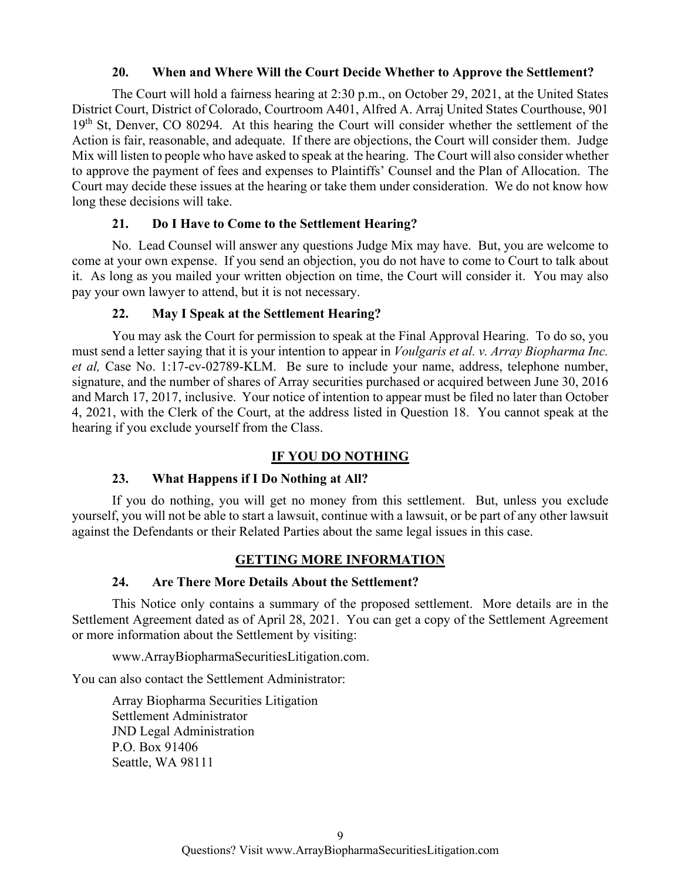### 20. When and Where Will the Court Decide Whether to Approve the Settlement?

The Court will hold a fairness hearing at 2:30 p.m., on October 29, 2021, at the United States District Court, District of Colorado, Courtroom A401, Alfred A. Arraj United States Courthouse, 901 19th St, Denver, CO 80294. At this hearing the Court will consider whether the settlement of the Action is fair, reasonable, and adequate. If there are objections, the Court will consider them. Judge Mix will listen to people who have asked to speak at the hearing. The Court will also consider whether to approve the payment of fees and expenses to Plaintiffs' Counsel and the Plan of Allocation. The Court may decide these issues at the hearing or take them under consideration. We do not know how long these decisions will take.

### 21. Do I Have to Come to the Settlement Hearing?

No. Lead Counsel will answer any questions Judge Mix may have. But, you are welcome to come at your own expense. If you send an objection, you do not have to come to Court to talk about it. As long as you mailed your written objection on time, the Court will consider it. You may also pay your own lawyer to attend, but it is not necessary.

### 22. May I Speak at the Settlement Hearing?

You may ask the Court for permission to speak at the Final Approval Hearing. To do so, you must send a letter saying that it is your intention to appear in *Voulgaris et al. v. Array Biopharma Inc. et al,* Case No. 1:17-cv-02789-KLM. Be sure to include your name, address, telephone number, signature, and the number of shares of Array securities purchased or acquired between June 30, 2016 and March 17, 2017, inclusive. Your notice of intention to appear must be filed no later than October 4, 2021, with the Clerk of the Court, at the address listed in Question 18. You cannot speak at the hearing if you exclude yourself from the Class.

## IF YOU DO NOTHING

### 23. What Happens if I Do Nothing at All?

If you do nothing, you will get no money from this settlement. But, unless you exclude yourself, you will not be able to start a lawsuit, continue with a lawsuit, or be part of any other lawsuit against the Defendants or their Related Parties about the same legal issues in this case.

## GETTING MORE INFORMATION

### 24. Are There More Details About the Settlement?

This Notice only contains a summary of the proposed settlement. More details are in the Settlement Agreement dated as of April 28, 2021. You can get a copy of the Settlement Agreement or more information about the Settlement by visiting:

www.ArrayBiopharmaSecuritiesLitigation.com.

You can also contact the Settlement Administrator:

Array Biopharma Securities Litigation  
Settlement Administrator  
JND Legal Administration  
P.O. Box 91406  
Seattle, WA 98111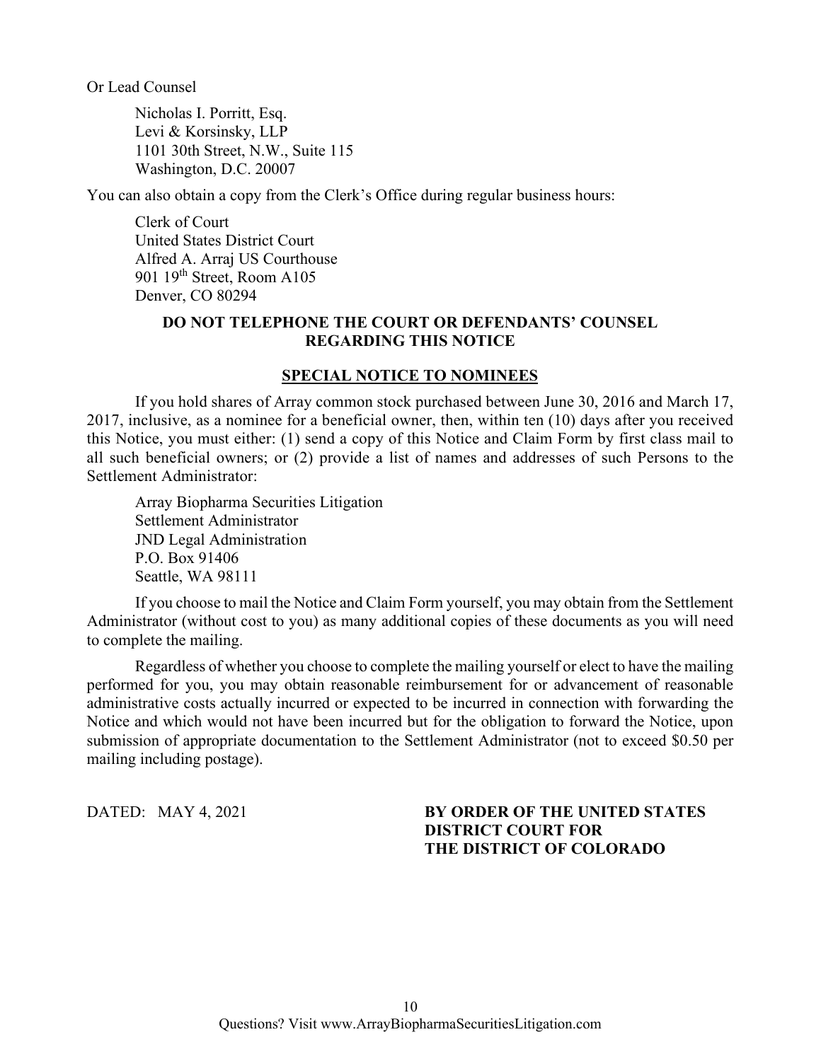Or Lead Counsel

Nicholas I. Porritt, Esq.
Levi & Korsinsky, LLP
1101 30th Street, N.W., Suite 115
Washington, D.C. 20007

You can also obtain a copy from the Clerk's Office during regular business hours:

Clerk of Court
United States District Court
Alfred A. Arraj US Courthouse
901 19th Street, Room A105
Denver, CO 80294

**DO NOT TELEPHONE THE COURT OR DEFENDANTS' COUNSEL REGARDING THIS NOTICE**

## SPECIAL NOTICE TO NOMINEES

If you hold shares of Array common stock purchased between June 30, 2016 and March 17, 2017, inclusive, as a nominee for a beneficial owner, then, within ten (10) days after you received this Notice, you must either: (1) send a copy of this Notice and Claim Form by first class mail to all such beneficial owners; or (2) provide a list of names and addresses of such Persons to the Settlement Administrator:

Array Biopharma Securities Litigation
Settlement Administrator
JND Legal Administration
P.O. Box 91406
Seattle, WA 98111

If you choose to mail the Notice and Claim Form yourself, you may obtain from the Settlement Administrator (without cost to you) as many additional copies of these documents as you will need to complete the mailing.

Regardless of whether you choose to complete the mailing yourself or elect to have the mailing performed for you, you may obtain reasonable reimbursement for or advancement of reasonable administrative costs actually incurred or expected to be incurred in connection with forwarding the Notice and which would not have been incurred but for the obligation to forward the Notice, upon submission of appropriate documentation to the Settlement Administrator (not to exceed $0.50 per mailing including postage).

DATED: MAY 4, 2021

**BY ORDER OF THE UNITED STATES DISTRICT COURT FOR THE DISTRICT OF COLORADO**

Questions? Visit www.ArrayBiopharmaSecuritiesLitigation.com